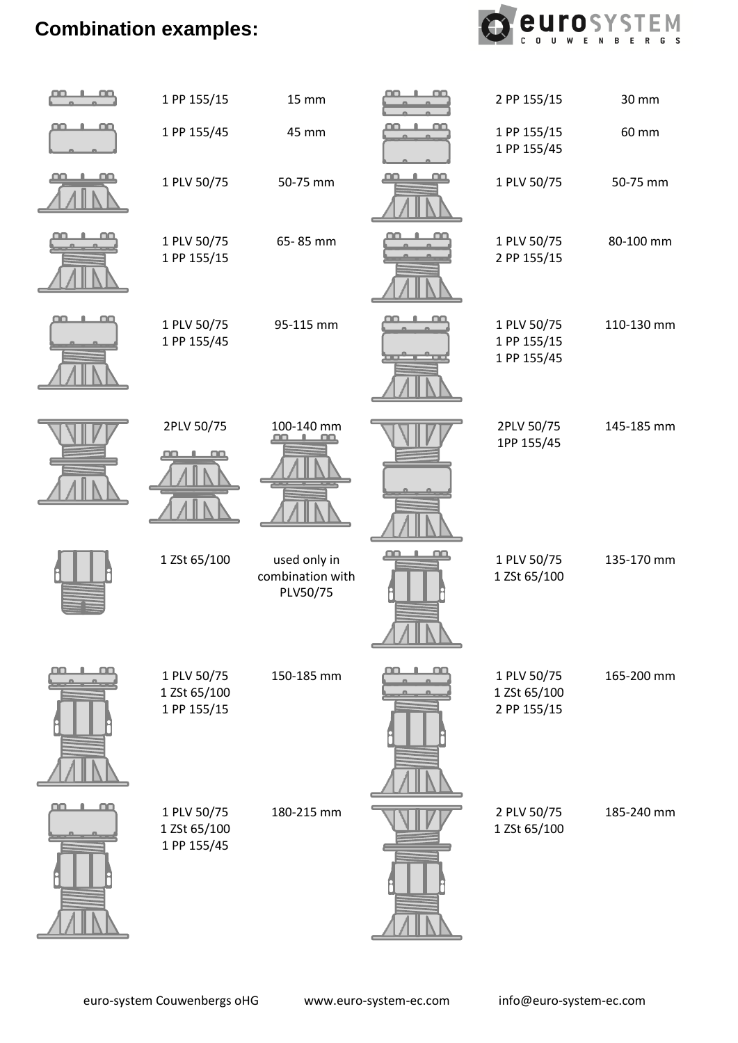# Combination examples:

| Combination | Height | Combination | Height |
|---|---|---|---|
| 1 PP 155/15 | 15 mm | 2 PP 155/15 | 30 mm |
| 1 PP 155/45 | 45 mm | 1 PP 155/15<br>1 PP 155/45 | 60 mm |
| 1 PLV 50/75 | 50-75 mm | 1 PLV 50/75 | 50-75 mm |
| 1 PLV 50/75<br>1 PP 155/15 | 65- 85 mm | 1 PLV 50/75<br>2 PP 155/15 | 80-100 mm |
| 1 PLV 50/75<br>1 PP 155/45 | 95-115 mm | 1 PLV 50/75<br>1 PP 155/15<br>1 PP 155/45 | 110-130 mm |
| 2PLV 50/75 | 100-140 mm | 2PLV 50/75<br>1PP 155/45 | 145-185 mm |
| 1 ZSt 65/100 | used only in combination with PLV50/75 | 1 PLV 50/75<br>1 ZSt 65/100 | 135-170 mm |
| 1 PLV 50/75<br>1 ZSt 65/100<br>1 PP 155/15 | 150-185 mm | 1 PLV 50/75<br>1 ZSt 65/100<br>2 PP 155/15 | 165-200 mm |
| 1 PLV 50/75<br>1 ZSt 65/100<br>1 PP 155/45 | 180-215 mm | 2 PLV 50/75<br>1 ZSt 65/100 | 185-240 mm |

euro-system Couwenbergs oHG www.euro-system-ec.com info@euro-system-ec.com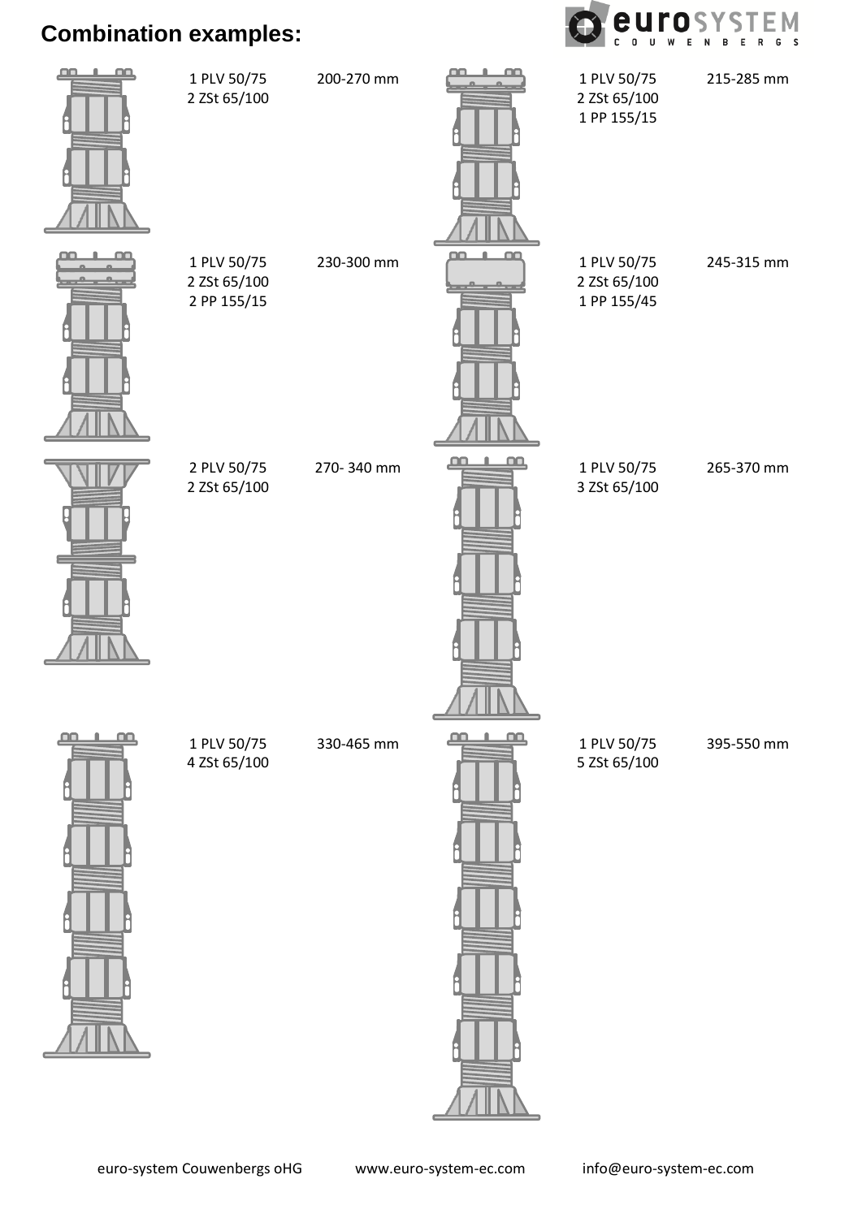# Combination examples:

1 PLV 50/75
2 ZSt 65/100
200-270 mm

1 PLV 50/75
2 ZSt 65/100
1 PP 155/15
215-285 mm

1 PLV 50/75
2 ZSt 65/100
2 PP 155/15
230-300 mm

1 PLV 50/75
2 ZSt 65/100
1 PP 155/45
245-315 mm

2 PLV 50/75
2 ZSt 65/100
270- 340 mm

1 PLV 50/75
3 ZSt 65/100
265-370 mm

1 PLV 50/75
4 ZSt 65/100
330-465 mm

1 PLV 50/75
5 ZSt 65/100
395-550 mm

euro-system Couwenbergs oHG www.euro-system-ec.com info@euro-system-ec.com